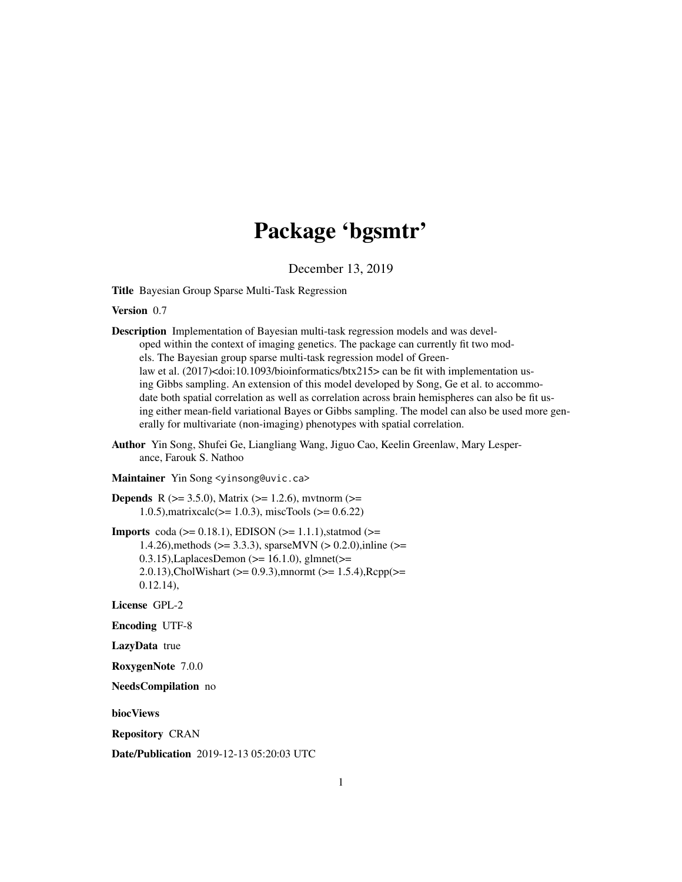# Package 'bgsmtr'

December 13, 2019

**Title** Bayesian Group Sparse Multi-Task Regression

**Version** 0.7

**Description** Implementation of Bayesian multi-task regression models and was developed within the context of imaging genetics. The package can currently fit two models. The Bayesian group sparse multi-task regression model of Greenlaw et al. (2017)<doi:10.1093/bioinformatics/btx215> can be fit with implementation using Gibbs sampling. An extension of this model developed by Song, Ge et al. to accommodate both spatial correlation as well as correlation across brain hemispheres can also be fit using either mean-field variational Bayes or Gibbs sampling. The model can also be used more generally for multivariate (non-imaging) phenotypes with spatial correlation.

**Author** Yin Song, Shufei Ge, Liangliang Wang, Jiguo Cao, Keelin Greenlaw, Mary Lesperance, Farouk S. Nathoo

**Maintainer** Yin Song <yinsong@uvic.ca>

**Depends** R (>= 3.5.0), Matrix (>= 1.2.6), mvtnorm (>= 1.0.5),matrixcalc(>= 1.0.3), miscTools (>= 0.6.22)

**Imports** coda (>= 0.18.1), EDISON (>= 1.1.1),statmod (>= 1.4.26),methods (>= 3.3.3), sparseMVN (> 0.2.0),inline (>= 0.3.15),LaplacesDemon (>= 16.1.0), glmnet(>= 2.0.13),CholWishart (>= 0.9.3),mnormt (>= 1.5.4),Rcpp(>= 0.12.14),

**License** GPL-2

**Encoding** UTF-8

**LazyData** true

**RoxygenNote** 7.0.0

**NeedsCompilation** no

**biocViews**

**Repository** CRAN

**Date/Publication** 2019-12-13 05:20:03 UTC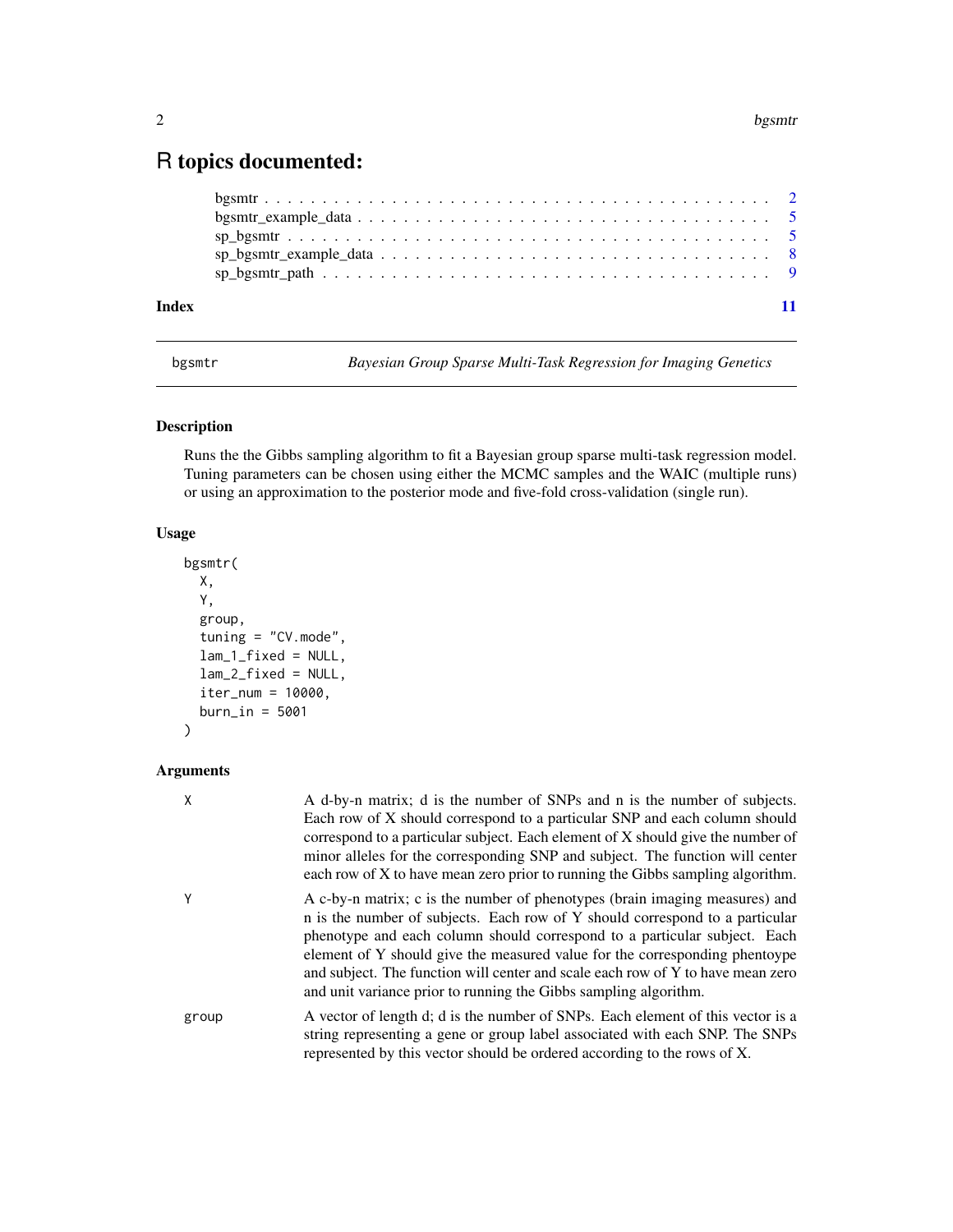# R topics documented:

bgsmtr . . . . . . . . . . . . . . . . . . . . . . . . . . . . . . . . . . . . . . . . . . 2
bgsmtr_example_data . . . . . . . . . . . . . . . . . . . . . . . . . . . . . . . . . . . . 5
sp_bgsmtr . . . . . . . . . . . . . . . . . . . . . . . . . . . . . . . . . . . . . . . . . 5
sp_bgsmtr_example_data . . . . . . . . . . . . . . . . . . . . . . . . . . . . . . . . . . 8
sp_bgsmtr_path . . . . . . . . . . . . . . . . . . . . . . . . . . . . . . . . . . . . . . 9

**Index** 11

---

bgsmtr *Bayesian Group Sparse Multi-Task Regression for Imaging Genetics*

---

### Description

Runs the the Gibbs sampling algorithm to fit a Bayesian group sparse multi-task regression model. Tuning parameters can be chosen using either the MCMC samples and the WAIC (multiple runs) or using an approximation to the posterior mode and five-fold cross-validation (single run).

### Usage

```
bgsmtr(
  X,
  Y,
  group,
  tuning = "CV.mode",
  lam_1_fixed = NULL,
  lam_2_fixed = NULL,
  iter_num = 10000,
  burn_in = 5001
)
```

### Arguments

| | |
|---|---|
| X | A d-by-n matrix; d is the number of SNPs and n is the number of subjects. Each row of X should correspond to a particular SNP and each column should correspond to a particular subject. Each element of X should give the number of minor alleles for the corresponding SNP and subject. The function will center each row of X to have mean zero prior to running the Gibbs sampling algorithm. |
| Y | A c-by-n matrix; c is the number of phenotypes (brain imaging measures) and n is the number of subjects. Each row of Y should correspond to a particular phenotype and each column should correspond to a particular subject. Each element of Y should give the measured value for the corresponding phentoype and subject. The function will center and scale each row of Y to have mean zero and unit variance prior to running the Gibbs sampling algorithm. |
| group | A vector of length d; d is the number of SNPs. Each element of this vector is a string representing a gene or group label associated with each SNP. The SNPs represented by this vector should be ordered according to the rows of X. |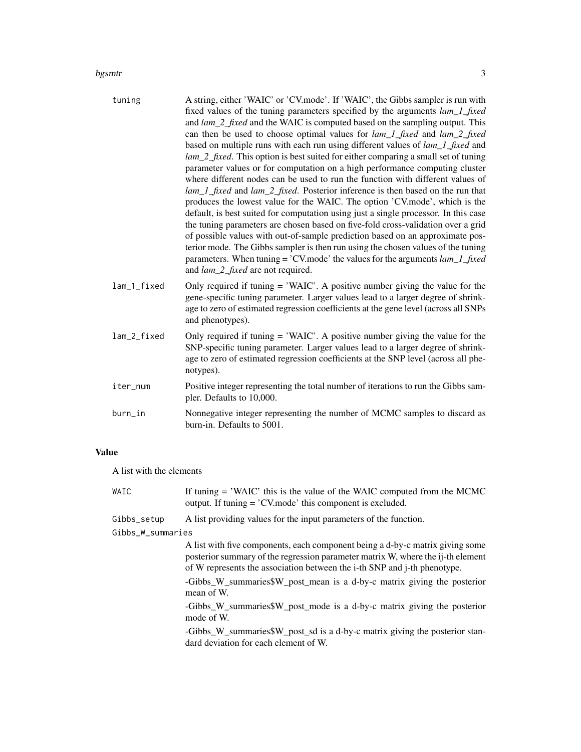tuning
: A string, either 'WAIC' or 'CV.mode'. If 'WAIC', the Gibbs sampler is run with fixed values of the tuning parameters specified by the arguments *lam_1_fixed* and *lam_2_fixed* and the WAIC is computed based on the sampling output. This can then be used to choose optimal values for *lam_1_fixed* and *lam_2_fixed* based on multiple runs with each run using different values of *lam_1_fixed* and *lam_2_fixed*. This option is best suited for either comparing a small set of tuning parameter values or for computation on a high performance computing cluster where different nodes can be used to run the function with different values of *lam_1_fixed* and *lam_2_fixed*. Posterior inference is then based on the run that produces the lowest value for the WAIC. The option 'CV.mode', which is the default, is best suited for computation using just a single processor. In this case the tuning parameters are chosen based on five-fold cross-validation over a grid of possible values with out-of-sample prediction based on an approximate posterior mode. The Gibbs sampler is then run using the chosen values of the tuning parameters. When tuning = 'CV.mode' the values for the arguments *lam_1_fixed* and *lam_2_fixed* are not required.

lam_1_fixed
: Only required if tuning = 'WAIC'. A positive number giving the value for the gene-specific tuning parameter. Larger values lead to a larger degree of shrinkage to zero of estimated regression coefficients at the gene level (across all SNPs and phenotypes).

lam_2_fixed
: Only required if tuning = 'WAIC'. A positive number giving the value for the SNP-specific tuning parameter. Larger values lead to a larger degree of shrinkage to zero of estimated regression coefficients at the SNP level (across all phenotypes).

iter_num
: Positive integer representing the total number of iterations to run the Gibbs sampler. Defaults to 10,000.

burn_in
: Nonnegative integer representing the number of MCMC samples to discard as burn-in. Defaults to 5001.

## Value

A list with the elements

WAIC
: If tuning = 'WAIC' this is the value of the WAIC computed from the MCMC output. If tuning = 'CV.mode' this component is excluded.

Gibbs_setup
: A list providing values for the input parameters of the function.

Gibbs_W_summaries
: A list with five components, each component being a d-by-c matrix giving some posterior summary of the regression parameter matrix W, where the ij-th element of W represents the association between the i-th SNP and j-th phenotype.

  -Gibbs_W_summaries$W_post_mean is a d-by-c matrix giving the posterior mean of W.

  -Gibbs_W_summaries$W_post_mode is a d-by-c matrix giving the posterior mode of W.

  -Gibbs_W_summaries$W_post_sd is a d-by-c matrix giving the posterior standard deviation for each element of W.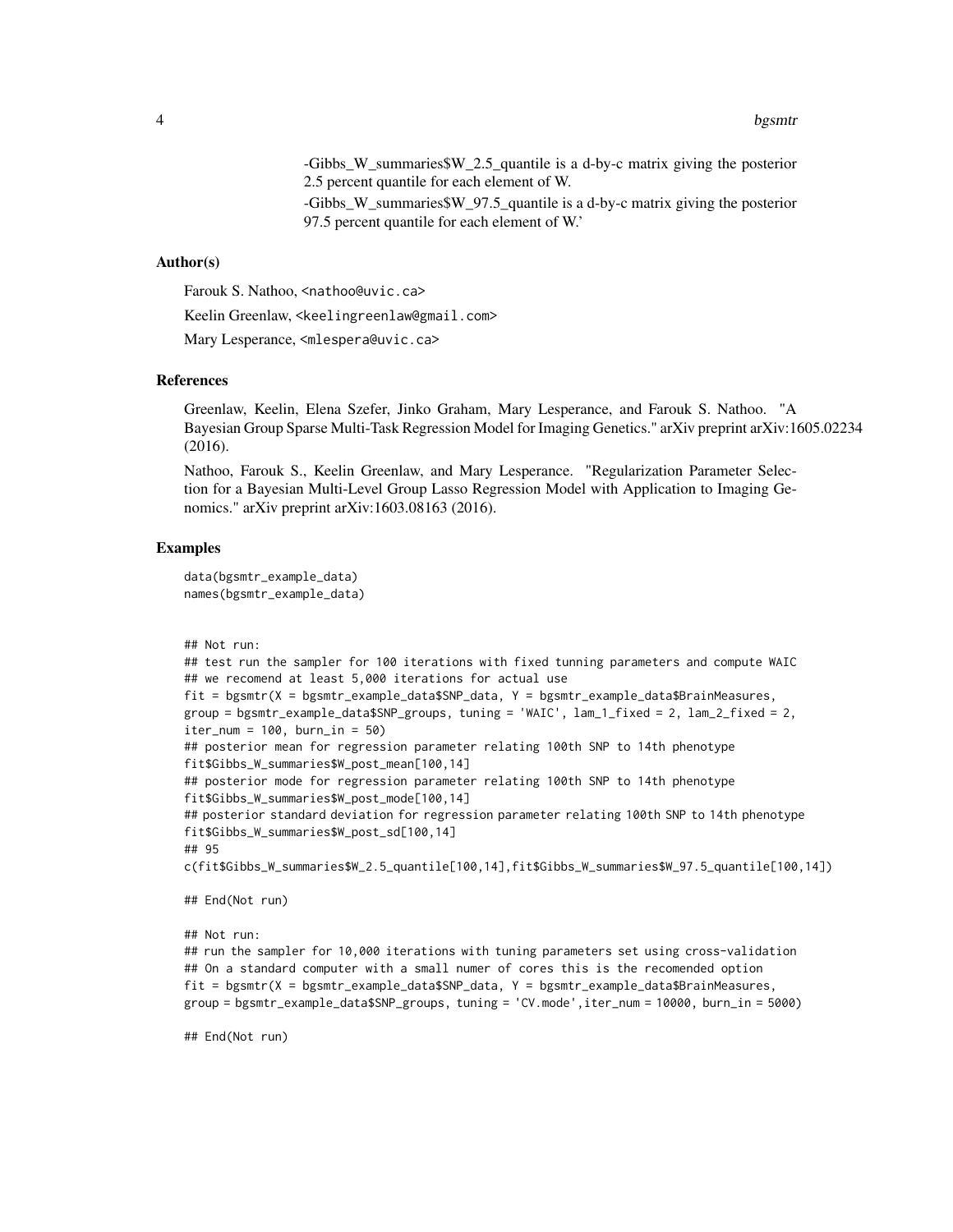-Gibbs_W_summaries$W_2.5_quantile is a d-by-c matrix giving the posterior 2.5 percent quantile for each element of W.

-Gibbs_W_summaries$W_97.5_quantile is a d-by-c matrix giving the posterior 97.5 percent quantile for each element of W.'

### Author(s)

Farouk S. Nathoo, <nathoo@uvic.ca>

Keelin Greenlaw, <keelingreenlaw@gmail.com>

Mary Lesperance, <mlespera@uvic.ca>

### References

Greenlaw, Keelin, Elena Szefer, Jinko Graham, Mary Lesperance, and Farouk S. Nathoo. "A Bayesian Group Sparse Multi-Task Regression Model for Imaging Genetics." arXiv preprint arXiv:1605.02234 (2016).

Nathoo, Farouk S., Keelin Greenlaw, and Mary Lesperance. "Regularization Parameter Selection for a Bayesian Multi-Level Group Lasso Regression Model with Application to Imaging Genomics." arXiv preprint arXiv:1603.08163 (2016).

### Examples

```
data(bgsmtr_example_data)
names(bgsmtr_example_data)


## Not run:
## test run the sampler for 100 iterations with fixed tunning parameters and compute WAIC
## we recomend at least 5,000 iterations for actual use
fit = bgsmtr(X = bgsmtr_example_data$SNP_data, Y = bgsmtr_example_data$BrainMeasures,
group = bgsmtr_example_data$SNP_groups, tuning = 'WAIC', lam_1_fixed = 2, lam_2_fixed = 2,
iter_num = 100, burn_in = 50)
## posterior mean for regression parameter relating 100th SNP to 14th phenotype
fit$Gibbs_W_summaries$W_post_mean[100,14]
## posterior mode for regression parameter relating 100th SNP to 14th phenotype
fit$Gibbs_W_summaries$W_post_mode[100,14]
## posterior standard deviation for regression parameter relating 100th SNP to 14th phenotype
fit$Gibbs_W_summaries$W_post_sd[100,14]
## 95
c(fit$Gibbs_W_summaries$W_2.5_quantile[100,14],fit$Gibbs_W_summaries$W_97.5_quantile[100,14])

## End(Not run)

## Not run:
## run the sampler for 10,000 iterations with tuning parameters set using cross-validation
## On a standard computer with a small numer of cores this is the recomended option
fit = bgsmtr(X = bgsmtr_example_data$SNP_data, Y = bgsmtr_example_data$BrainMeasures,
group = bgsmtr_example_data$SNP_groups, tuning = 'CV.mode',iter_num = 10000, burn_in = 5000)

## End(Not run)
```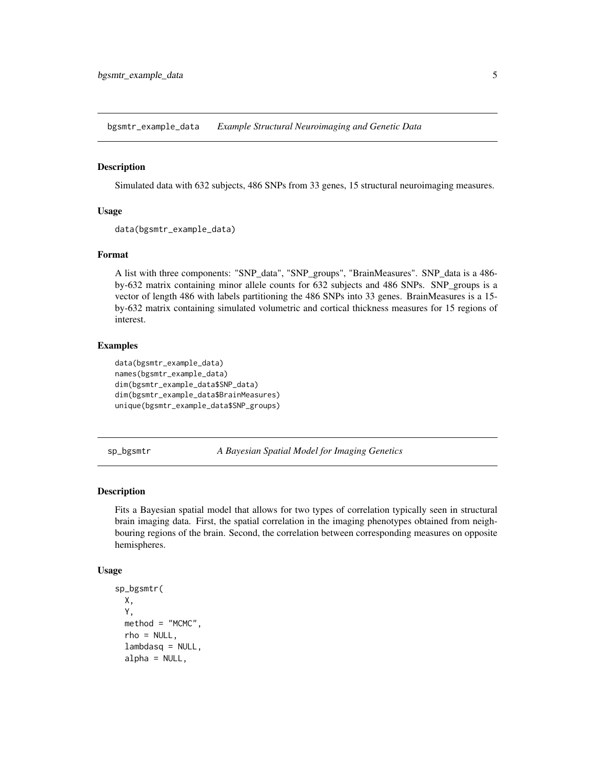## bgsmtr_example_data &nbsp;&nbsp; *Example Structural Neuroimaging and Genetic Data*

### Description

Simulated data with 632 subjects, 486 SNPs from 33 genes, 15 structural neuroimaging measures.

### Usage

```
data(bgsmtr_example_data)
```

### Format

A list with three components: "SNP_data", "SNP_groups", "BrainMeasures". SNP_data is a 486-by-632 matrix containing minor allele counts for 632 subjects and 486 SNPs. SNP_groups is a vector of length 486 with labels partitioning the 486 SNPs into 33 genes. BrainMeasures is a 15-by-632 matrix containing simulated volumetric and cortical thickness measures for 15 regions of interest.

### Examples

```
data(bgsmtr_example_data)
names(bgsmtr_example_data)
dim(bgsmtr_example_data$SNP_data)
dim(bgsmtr_example_data$BrainMeasures)
unique(bgsmtr_example_data$SNP_groups)
```

## sp_bgsmtr &nbsp;&nbsp; *A Bayesian Spatial Model for Imaging Genetics*

### Description

Fits a Bayesian spatial model that allows for two types of correlation typically seen in structural brain imaging data. First, the spatial correlation in the imaging phenotypes obtained from neighbouring regions of the brain. Second, the correlation between corresponding measures on opposite hemispheres.

### Usage

```
sp_bgsmtr(
  X,
  Y,
  method = "MCMC",
  rho = NULL,
  lambdasq = NULL,
  alpha = NULL,
```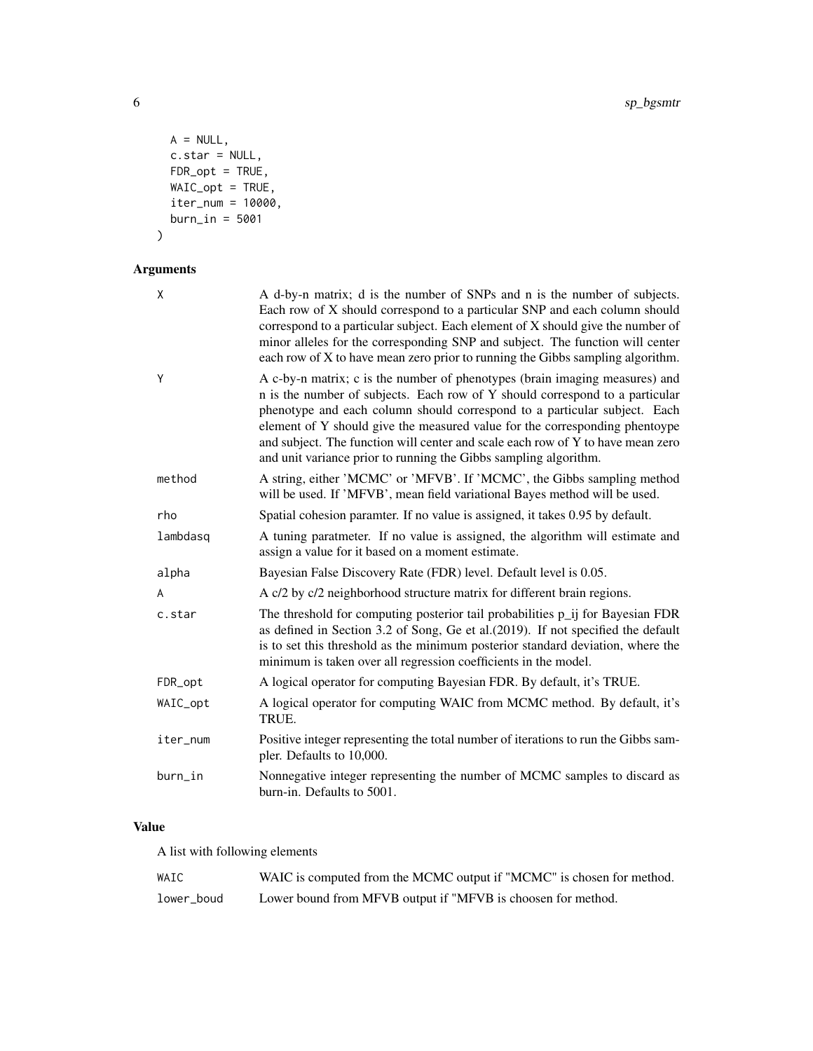```
  A = NULL,
  c.star = NULL,
  FDR_opt = TRUE,
  WAIC_opt = TRUE,
  iter_num = 10000,
  burn_in = 5001
)
```

## Arguments

| | |
|---|---|
| X | A d-by-n matrix; d is the number of SNPs and n is the number of subjects. Each row of X should correspond to a particular SNP and each column should correspond to a particular subject. Each element of X should give the number of minor alleles for the corresponding SNP and subject. The function will center each row of X to have mean zero prior to running the Gibbs sampling algorithm. |
| Y | A c-by-n matrix; c is the number of phenotypes (brain imaging measures) and n is the number of subjects. Each row of Y should correspond to a particular phenotype and each column should correspond to a particular subject. Each element of Y should give the measured value for the corresponding phentoype and subject. The function will center and scale each row of Y to have mean zero and unit variance prior to running the Gibbs sampling algorithm. |
| method | A string, either 'MCMC' or 'MFVB'. If 'MCMC', the Gibbs sampling method will be used. If 'MFVB', mean field variational Bayes method will be used. |
| rho | Spatial cohesion paramter. If no value is assigned, it takes 0.95 by default. |
| lambdasq | A tuning paratmeter. If no value is assigned, the algorithm will estimate and assign a value for it based on a moment estimate. |
| alpha | Bayesian False Discovery Rate (FDR) level. Default level is 0.05. |
| A | A c/2 by c/2 neighborhood structure matrix for different brain regions. |
| c.star | The threshold for computing posterior tail probabilities p_ij for Bayesian FDR as defined in Section 3.2 of Song, Ge et al.(2019). If not specified the default is to set this threshold as the minimum posterior standard deviation, where the minimum is taken over all regression coefficients in the model. |
| FDR_opt | A logical operator for computing Bayesian FDR. By default, it's TRUE. |
| WAIC_opt | A logical operator for computing WAIC from MCMC method. By default, it's TRUE. |
| iter_num | Positive integer representing the total number of iterations to run the Gibbs sampler. Defaults to 10,000. |
| burn_in | Nonnegative integer representing the number of MCMC samples to discard as burn-in. Defaults to 5001. |

## Value

A list with following elements

| | |
|---|---|
| WAIC | WAIC is computed from the MCMC output if "MCMC" is chosen for method. |
| lower_boud | Lower bound from MFVB output if "MFVB is choosen for method. |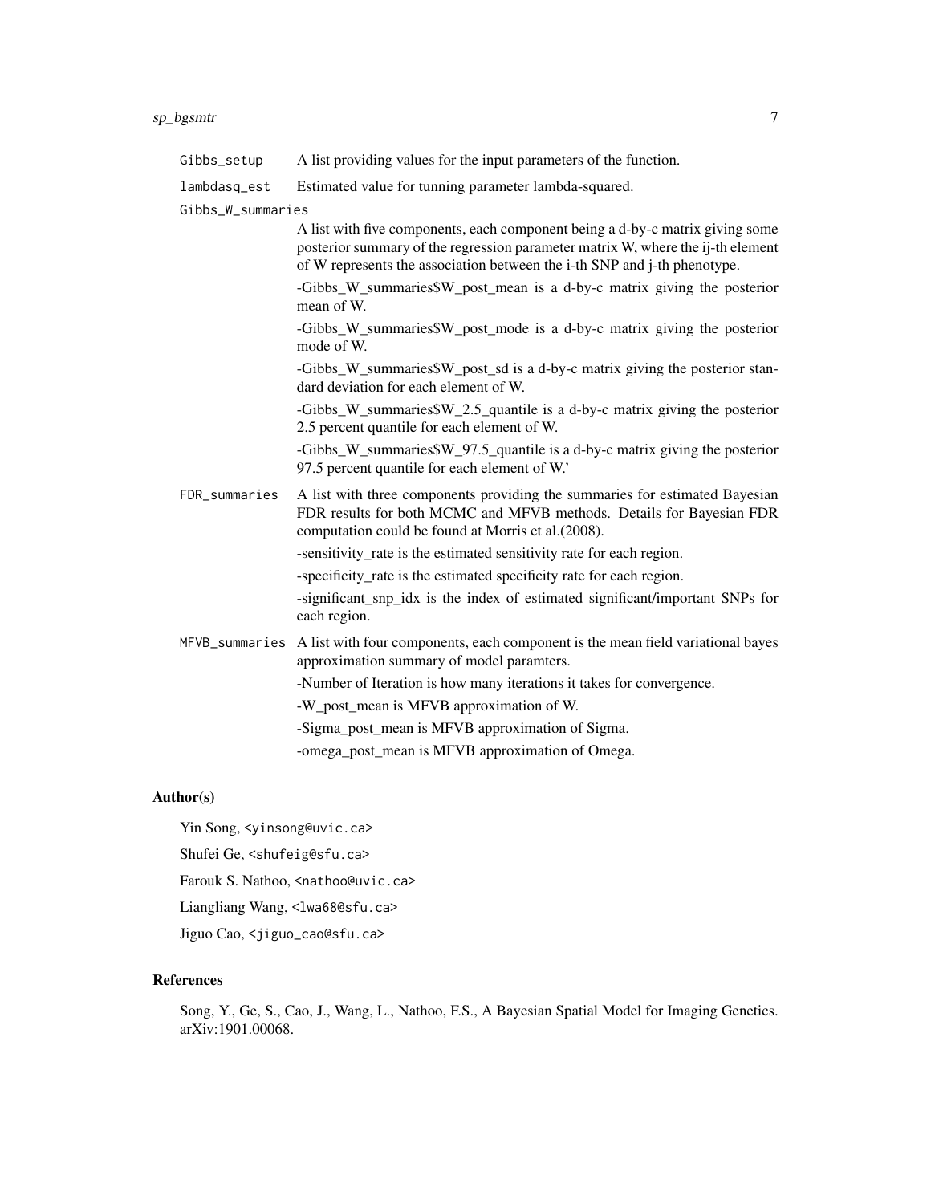**Gibbs_setup** A list providing values for the input parameters of the function.

**lambdasq_est** Estimated value for tunning parameter lambda-squared.

**Gibbs_W_summaries**
A list with five components, each component being a d-by-c matrix giving some posterior summary of the regression parameter matrix W, where the ij-th element of W represents the association between the i-th SNP and j-th phenotype.

-Gibbs_W_summaries$W_post_mean is a d-by-c matrix giving the posterior mean of W.

-Gibbs_W_summaries$W_post_mode is a d-by-c matrix giving the posterior mode of W.

-Gibbs_W_summaries$W_post_sd is a d-by-c matrix giving the posterior standard deviation for each element of W.

-Gibbs_W_summaries$W_2.5_quantile is a d-by-c matrix giving the posterior 2.5 percent quantile for each element of W.

-Gibbs_W_summaries$W_97.5_quantile is a d-by-c matrix giving the posterior 97.5 percent quantile for each element of W.'

**FDR_summaries** A list with three components providing the summaries for estimated Bayesian FDR results for both MCMC and MFVB methods. Details for Bayesian FDR computation could be found at Morris et al.(2008).

-sensitivity_rate is the estimated sensitivity rate for each region.

-specificity_rate is the estimated specificity rate for each region.

-significant_snp_idx is the index of estimated significant/important SNPs for each region.

**MFVB_summaries** A list with four components, each component is the mean field variational bayes approximation summary of model paramters.

-Number of Iteration is how many iterations it takes for convergence.

-W_post_mean is MFVB approximation of W.

-Sigma_post_mean is MFVB approximation of Sigma.

-omega_post_mean is MFVB approximation of Omega.

## Author(s)

Yin Song, <yinsong@uvic.ca>

Shufei Ge, <shufeig@sfu.ca>

Farouk S. Nathoo, <nathoo@uvic.ca>

Liangliang Wang, <lwa68@sfu.ca>

Jiguo Cao, <jiguo_cao@sfu.ca>

## References

Song, Y., Ge, S., Cao, J., Wang, L., Nathoo, F.S., A Bayesian Spatial Model for Imaging Genetics. arXiv:1901.00068.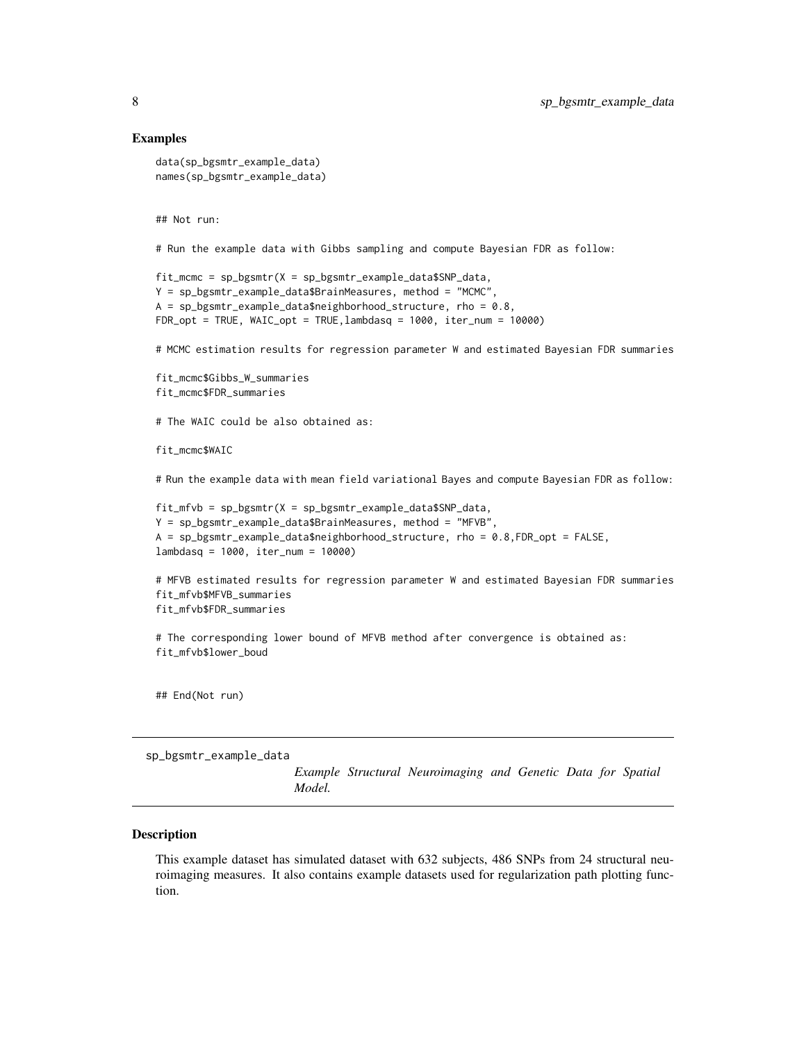### Examples

```
data(sp_bgsmtr_example_data)
names(sp_bgsmtr_example_data)


## Not run:

# Run the example data with Gibbs sampling and compute Bayesian FDR as follow:

fit_mcmc = sp_bgsmtr(X = sp_bgsmtr_example_data$SNP_data,
Y = sp_bgsmtr_example_data$BrainMeasures, method = "MCMC",
A = sp_bgsmtr_example_data$neighborhood_structure, rho = 0.8,
FDR_opt = TRUE, WAIC_opt = TRUE,lambdasq = 1000, iter_num = 10000)

# MCMC estimation results for regression parameter W and estimated Bayesian FDR summaries

fit_mcmc$Gibbs_W_summaries
fit_mcmc$FDR_summaries

# The WAIC could be also obtained as:

fit_mcmc$WAIC

# Run the example data with mean field variational Bayes and compute Bayesian FDR as follow:

fit_mfvb = sp_bgsmtr(X = sp_bgsmtr_example_data$SNP_data,
Y = sp_bgsmtr_example_data$BrainMeasures, method = "MFVB",
A = sp_bgsmtr_example_data$neighborhood_structure, rho = 0.8,FDR_opt = FALSE,
lambdasq = 1000, iter_num = 10000)

# MFVB estimated results for regression parameter W and estimated Bayesian FDR summaries
fit_mfvb$MFVB_summaries
fit_mfvb$FDR_summaries

# The corresponding lower bound of MFVB method after convergence is obtained as:
fit_mfvb$lower_boud


## End(Not run)
```

---

sp_bgsmtr_example_data &emsp; *Example Structural Neuroimaging and Genetic Data for Spatial Model.*

---

### Description

This example dataset has simulated dataset with 632 subjects, 486 SNPs from 24 structural neuroimaging measures. It also contains example datasets used for regularization path plotting function.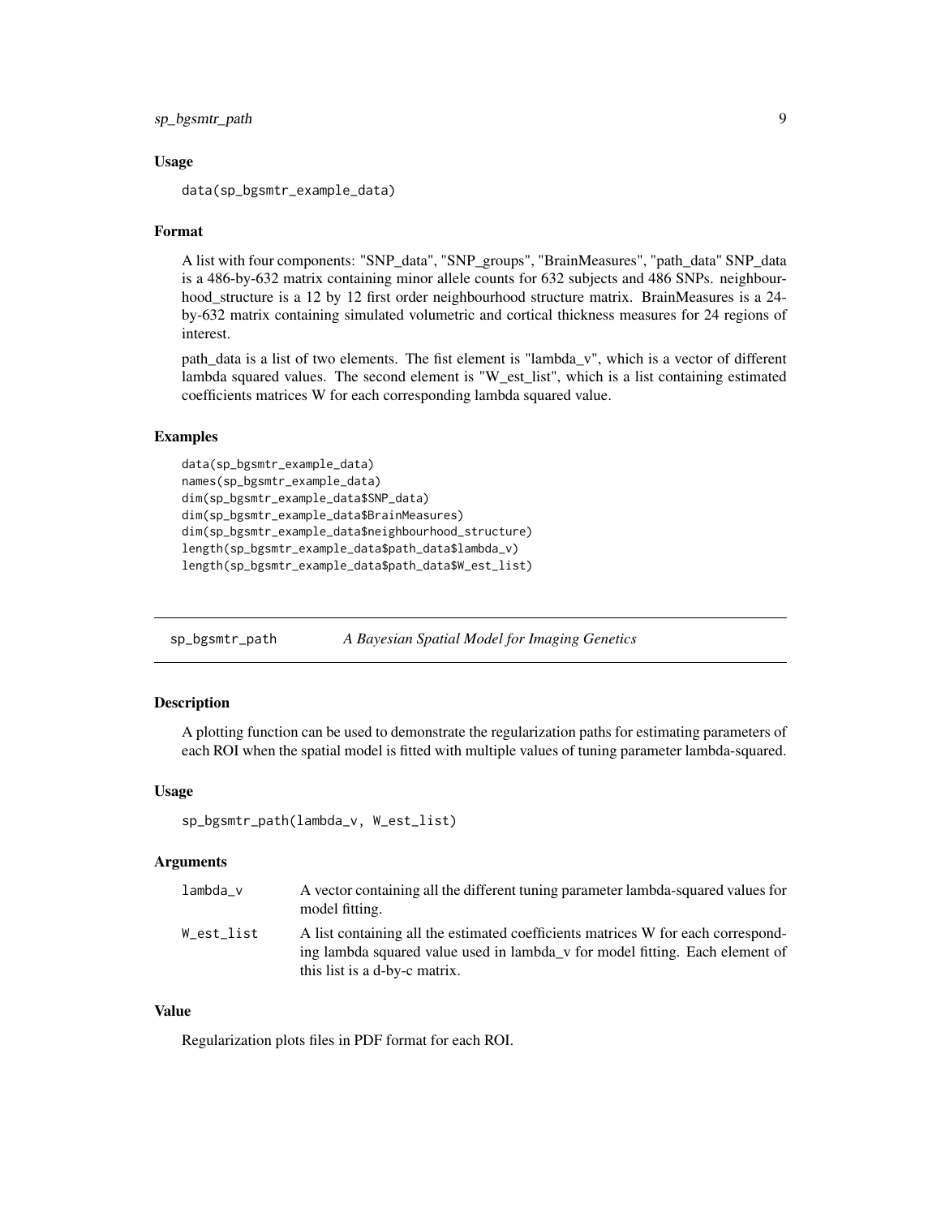### Usage

```
data(sp_bgsmtr_example_data)
```

### Format

A list with four components: "SNP_data", "SNP_groups", "BrainMeasures", "path_data" SNP_data is a 486-by-632 matrix containing minor allele counts for 632 subjects and 486 SNPs. neighbourhood_structure is a 12 by 12 first order neighbourhood structure matrix. BrainMeasures is a 24-by-632 matrix containing simulated volumetric and cortical thickness measures for 24 regions of interest.

path_data is a list of two elements. The fist element is "lambda_v", which is a vector of different lambda squared values. The second element is "W_est_list", which is a list containing estimated coefficients matrices W for each corresponding lambda squared value.

### Examples

```
data(sp_bgsmtr_example_data)
names(sp_bgsmtr_example_data)
dim(sp_bgsmtr_example_data$SNP_data)
dim(sp_bgsmtr_example_data$BrainMeasures)
dim(sp_bgsmtr_example_data$neighbourhood_structure)
length(sp_bgsmtr_example_data$path_data$lambda_v)
length(sp_bgsmtr_example_data$path_data$W_est_list)
```

---

## sp_bgsmtr_path &nbsp;&nbsp;&nbsp; *A Bayesian Spatial Model for Imaging Genetics*

---

### Description

A plotting function can be used to demonstrate the regularization paths for estimating parameters of each ROI when the spatial model is fitted with multiple values of tuning parameter lambda-squared.

### Usage

```
sp_bgsmtr_path(lambda_v, W_est_list)
```

### Arguments

| | |
|---|---|
| lambda_v | A vector containing all the different tuning parameter lambda-squared values for model fitting. |
| W_est_list | A list containing all the estimated coefficients matrices W for each corresponding lambda squared value used in lambda_v for model fitting. Each element of this list is a d-by-c matrix. |

### Value

Regularization plots files in PDF format for each ROI.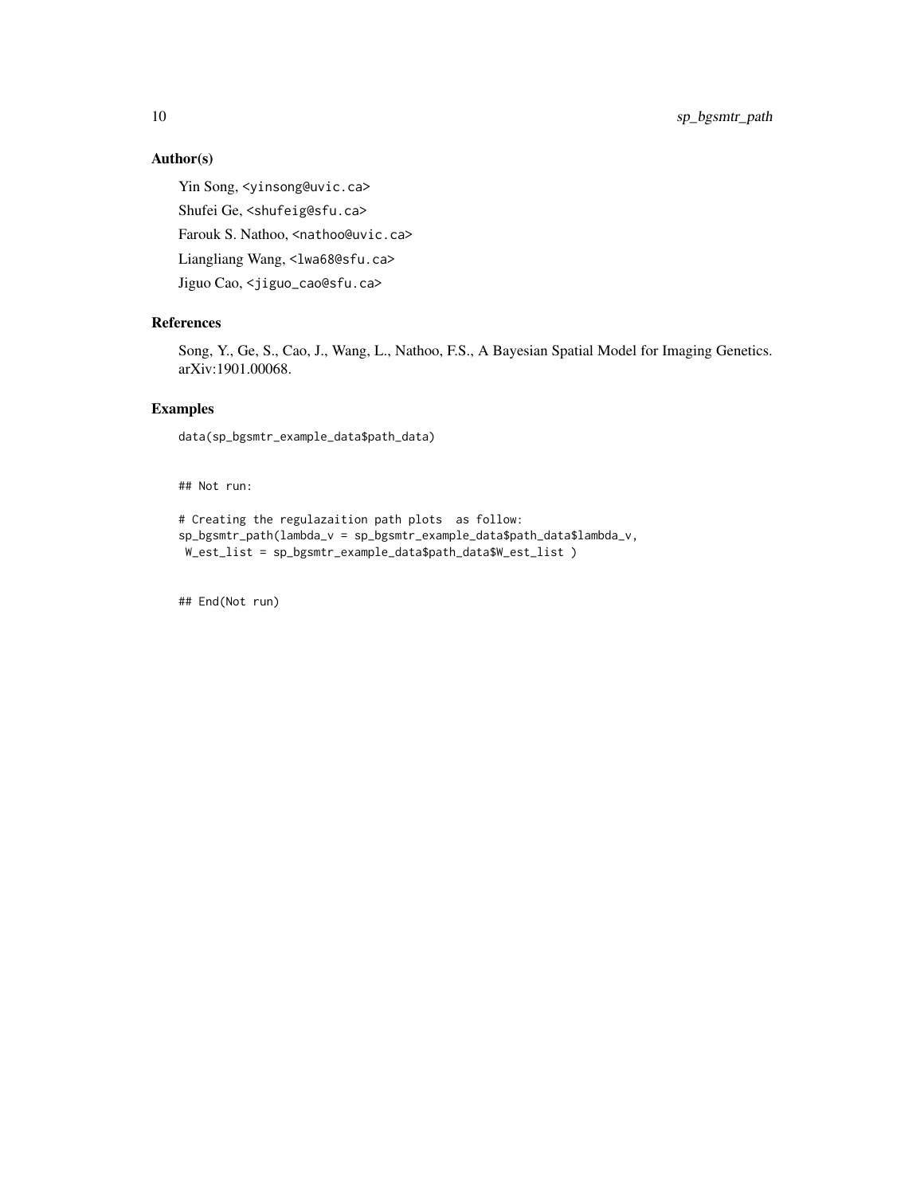### Author(s)

Yin Song, <yinsong@uvic.ca>

Shufei Ge, <shufeig@sfu.ca>

Farouk S. Nathoo, <nathoo@uvic.ca>

Liangliang Wang, <lwa68@sfu.ca>

Jiguo Cao, <jiguo_cao@sfu.ca>

### References

Song, Y., Ge, S., Cao, J., Wang, L., Nathoo, F.S., A Bayesian Spatial Model for Imaging Genetics. arXiv:1901.00068.

### Examples

```
data(sp_bgsmtr_example_data$path_data)


## Not run:

# Creating the regulazaition path plots  as follow:
sp_bgsmtr_path(lambda_v = sp_bgsmtr_example_data$path_data$lambda_v,
 W_est_list = sp_bgsmtr_example_data$path_data$W_est_list )


## End(Not run)
```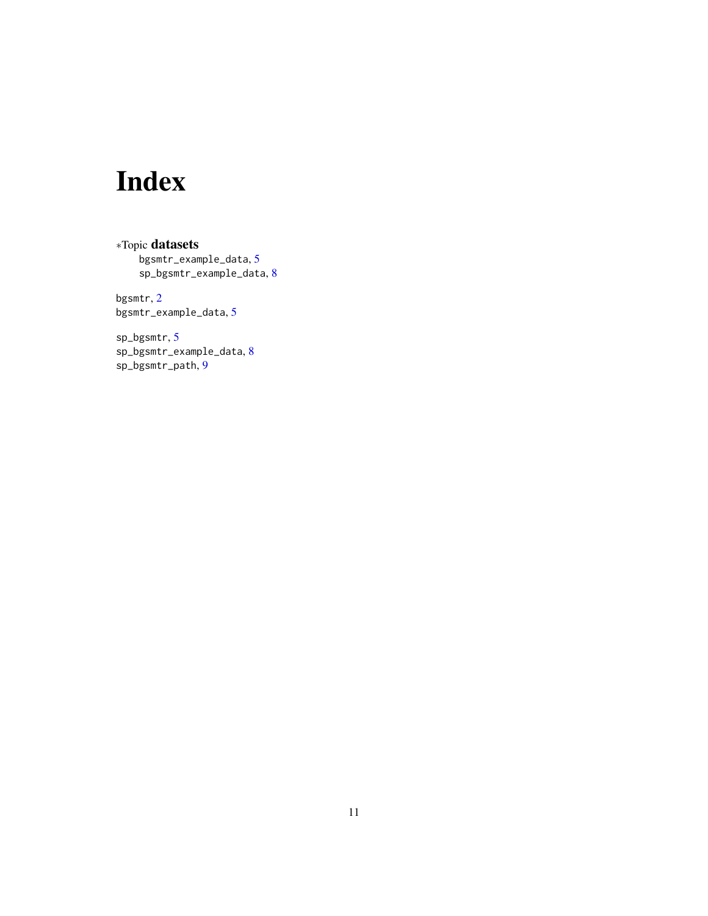# Index

*Topic **datasets**
  bgsmtr_example_data, 5
  sp_bgsmtr_example_data, 8

bgsmtr, 2
bgsmtr_example_data, 5

sp_bgsmtr, 5
sp_bgsmtr_example_data, 8
sp_bgsmtr_path, 9